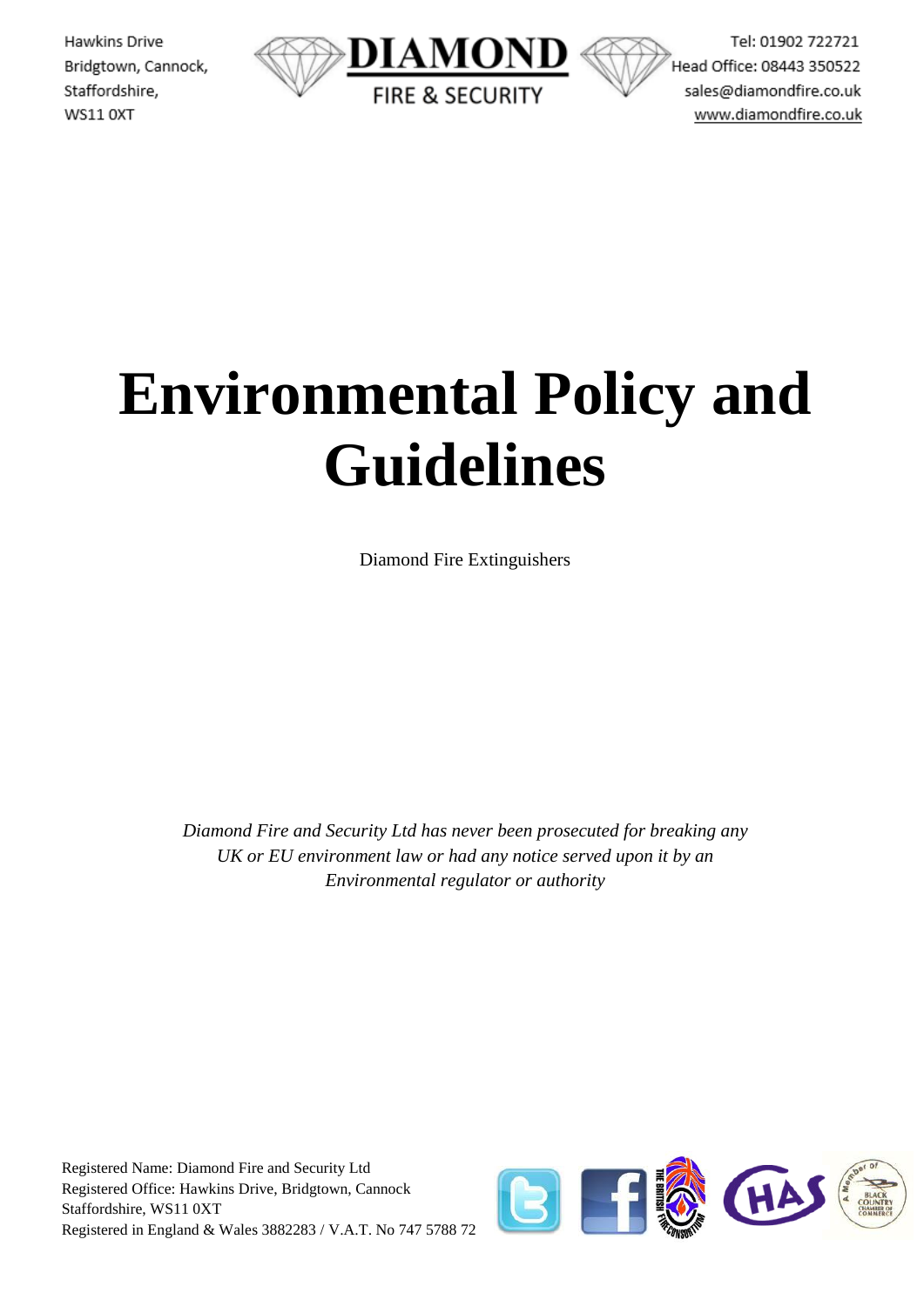Hawkins Drive
Bridgtown, Cannock,
Staffordshire,
WS11 0XT

**DIAMOND**
FIRE & SECURITY

Tel: 01902 722721
Head Office: 08443 350522
sales@diamondfire.co.uk
www.diamondfire.co.uk

# Environmental Policy and Guidelines

Diamond Fire Extinguishers

*Diamond Fire and Security Ltd has never been prosecuted for breaking any UK or EU environment law or had any notice served upon it by an Environmental regulator or authority*

Registered Name: Diamond Fire and Security Ltd
Registered Office: Hawkins Drive, Bridgtown, Cannock
Staffordshire, WS11 0XT
Registered in England & Wales 3882283 / V.A.T. No 747 5788 72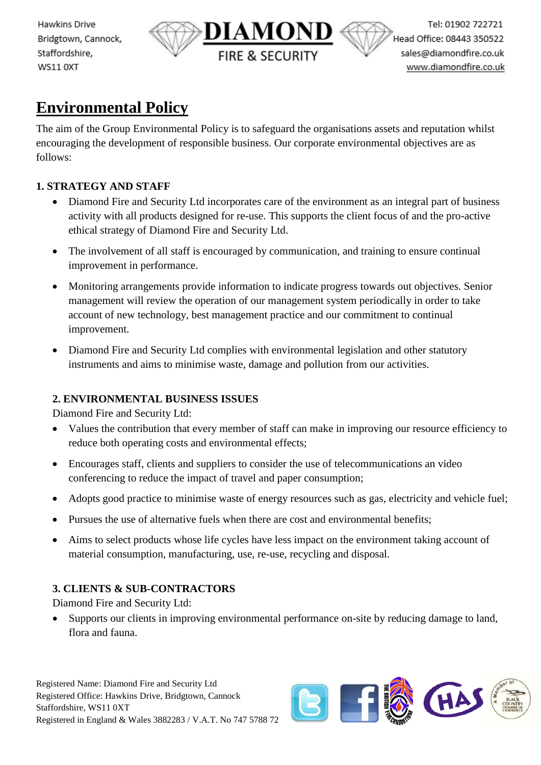# Environmental Policy

The aim of the Group Environmental Policy is to safeguard the organisations assets and reputation whilst encouraging the development of responsible business. Our corporate environmental objectives are as follows:

### 1. STRATEGY AND STAFF

- Diamond Fire and Security Ltd incorporates care of the environment as an integral part of business activity with all products designed for re-use. This supports the client focus of and the pro-active ethical strategy of Diamond Fire and Security Ltd.
- The involvement of all staff is encouraged by communication, and training to ensure continual improvement in performance.
- Monitoring arrangements provide information to indicate progress towards out objectives. Senior management will review the operation of our management system periodically in order to take account of new technology, best management practice and our commitment to continual improvement.
- Diamond Fire and Security Ltd complies with environmental legislation and other statutory instruments and aims to minimise waste, damage and pollution from our activities.

### 2. ENVIRONMENTAL BUSINESS ISSUES

Diamond Fire and Security Ltd:

- Values the contribution that every member of staff can make in improving our resource efficiency to reduce both operating costs and environmental effects;
- Encourages staff, clients and suppliers to consider the use of telecommunications an video conferencing to reduce the impact of travel and paper consumption;
- Adopts good practice to minimise waste of energy resources such as gas, electricity and vehicle fuel;
- Pursues the use of alternative fuels when there are cost and environmental benefits;
- Aims to select products whose life cycles have less impact on the environment taking account of material consumption, manufacturing, use, re-use, recycling and disposal.

### 3. CLIENTS & SUB-CONTRACTORS

Diamond Fire and Security Ltd:

- Supports our clients in improving environmental performance on-site by reducing damage to land, flora and fauna.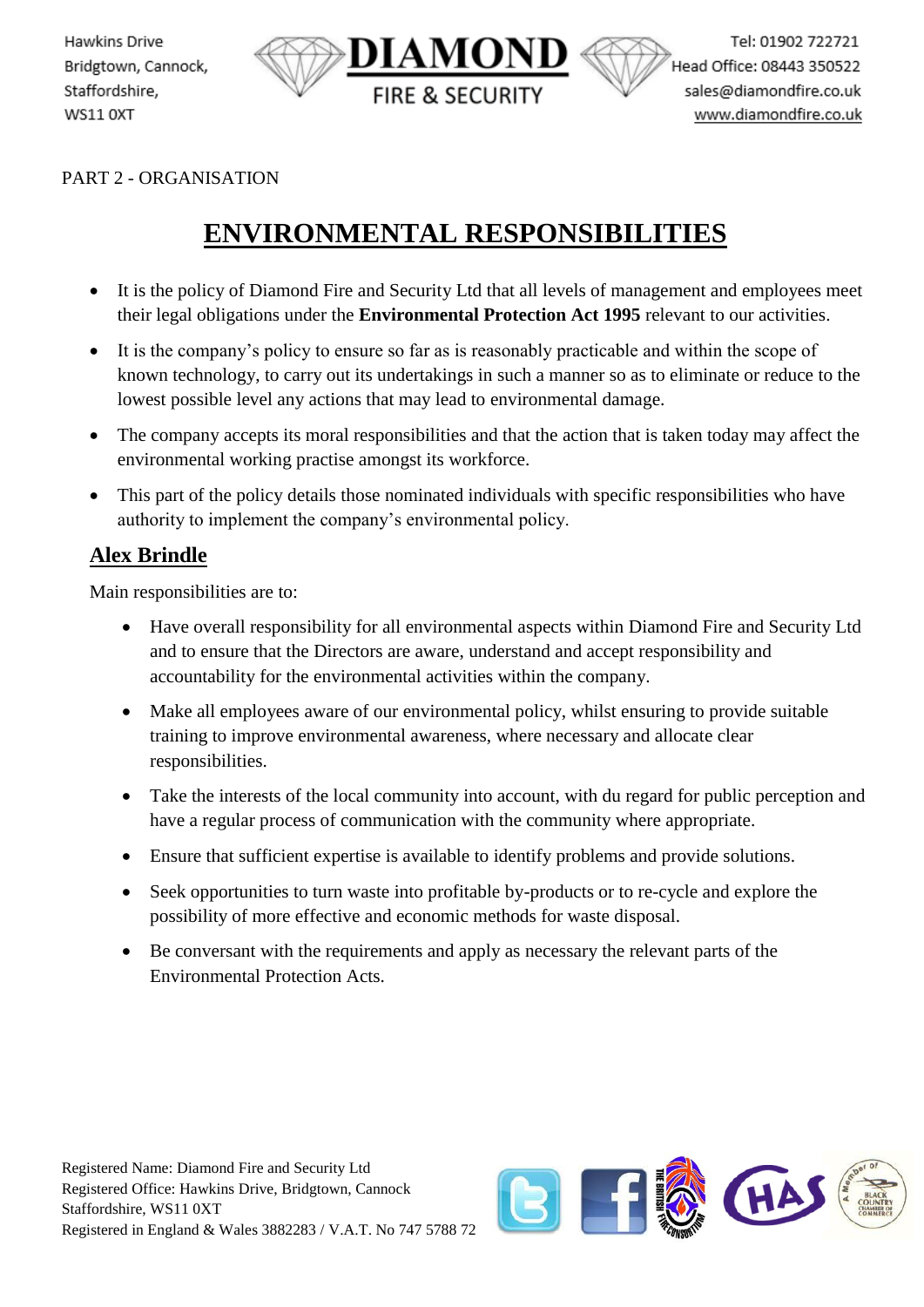PART 2 - ORGANISATION

# ENVIRONMENTAL RESPONSIBILITIES

- It is the policy of Diamond Fire and Security Ltd that all levels of management and employees meet their legal obligations under the **Environmental Protection Act 1995** relevant to our activities.
- It is the company's policy to ensure so far as is reasonably practicable and within the scope of known technology, to carry out its undertakings in such a manner so as to eliminate or reduce to the lowest possible level any actions that may lead to environmental damage.
- The company accepts its moral responsibilities and that the action that is taken today may affect the environmental working practise amongst its workforce.
- This part of the policy details those nominated individuals with specific responsibilities who have authority to implement the company's environmental policy.

## Alex Brindle

Main responsibilities are to:

- Have overall responsibility for all environmental aspects within Diamond Fire and Security Ltd and to ensure that the Directors are aware, understand and accept responsibility and accountability for the environmental activities within the company.
- Make all employees aware of our environmental policy, whilst ensuring to provide suitable training to improve environmental awareness, where necessary and allocate clear responsibilities.
- Take the interests of the local community into account, with du regard for public perception and have a regular process of communication with the community where appropriate.
- Ensure that sufficient expertise is available to identify problems and provide solutions.
- Seek opportunities to turn waste into profitable by-products or to re-cycle and explore the possibility of more effective and economic methods for waste disposal.
- Be conversant with the requirements and apply as necessary the relevant parts of the Environmental Protection Acts.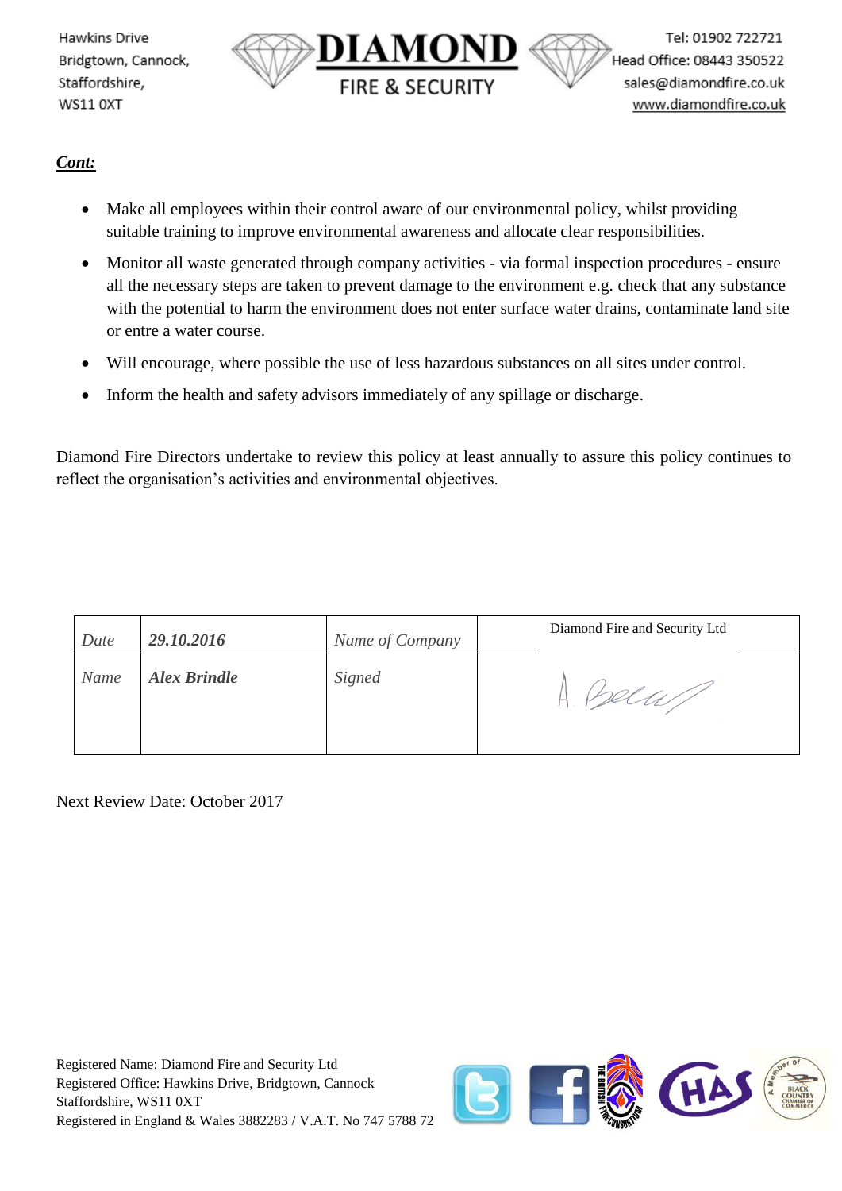***Cont:***

- Make all employees within their control aware of our environmental policy, whilst providing suitable training to improve environmental awareness and allocate clear responsibilities.
- Monitor all waste generated through company activities - via formal inspection procedures - ensure all the necessary steps are taken to prevent damage to the environment e.g. check that any substance with the potential to harm the environment does not enter surface water drains, contaminate land site or entre a water course.
- Will encourage, where possible the use of less hazardous substances on all sites under control.
- Inform the health and safety advisors immediately of any spillage or discharge.

Diamond Fire Directors undertake to review this policy at least annually to assure this policy continues to reflect the organisation's activities and environmental objectives.

| | | | |
|---|---|---|---|
| *Date* | ***29.10.2016*** | *Name of Company* | Diamond Fire and Security Ltd |
| *Name* | ***Alex Brindle*** | *Signed* | A Bell |

Next Review Date: October 2017

Registered Name: Diamond Fire and Security Ltd
Registered Office: Hawkins Drive, Bridgtown, Cannock
Staffordshire, WS11 0XT
Registered in England & Wales 3882283 / V.A.T. No 747 5788 72